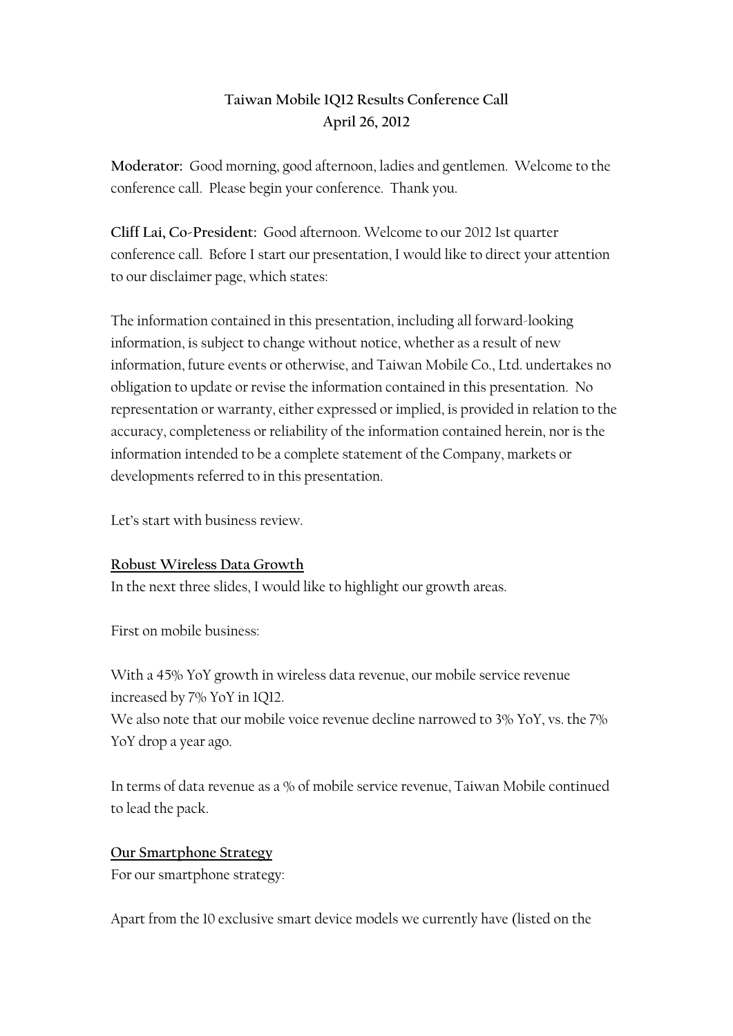**Taiwan Mobile 1Q12 Results Conference Call**
**April 26, 2012**

**Moderator:** Good morning, good afternoon, ladies and gentlemen. Welcome to the conference call. Please begin your conference. Thank you.

**Cliff Lai, Co-President:** Good afternoon. Welcome to our 2012 1st quarter conference call. Before I start our presentation, I would like to direct your attention to our disclaimer page, which states:

The information contained in this presentation, including all forward-looking information, is subject to change without notice, whether as a result of new information, future events or otherwise, and Taiwan Mobile Co., Ltd. undertakes no obligation to update or revise the information contained in this presentation. No representation or warranty, either expressed or implied, is provided in relation to the accuracy, completeness or reliability of the information contained herein, nor is the information intended to be a complete statement of the Company, markets or developments referred to in this presentation.

Let's start with business review.

**Robust Wireless Data Growth**

In the next three slides, I would like to highlight our growth areas.

First on mobile business:

With a 45% YoY growth in wireless data revenue, our mobile service revenue increased by 7% YoY in 1Q12.
We also note that our mobile voice revenue decline narrowed to 3% YoY, vs. the 7% YoY drop a year ago.

In terms of data revenue as a % of mobile service revenue, Taiwan Mobile continued to lead the pack.

**Our Smartphone Strategy**

For our smartphone strategy:

Apart from the 10 exclusive smart device models we currently have (listed on the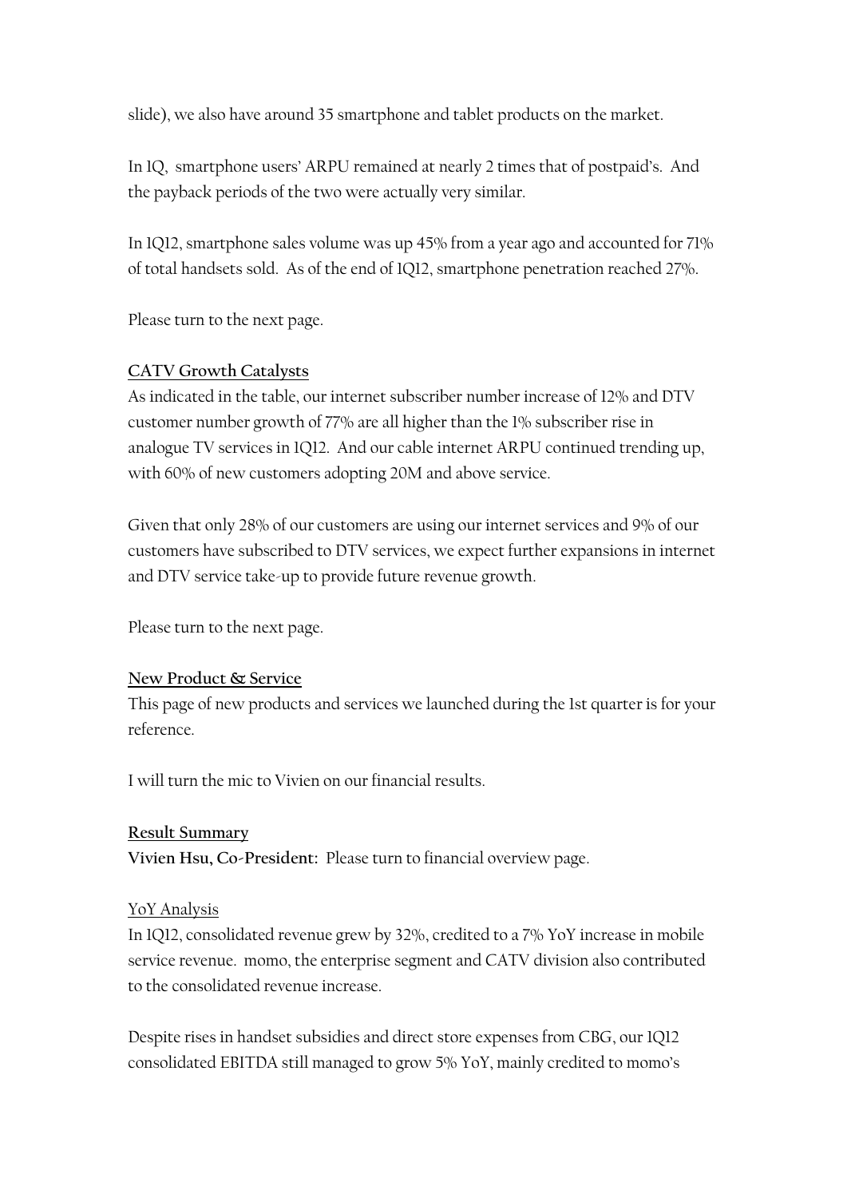slide), we also have around 35 smartphone and tablet products on the market.

In 1Q, smartphone users' ARPU remained at nearly 2 times that of postpaid's. And the payback periods of the two were actually very similar.

In 1Q12, smartphone sales volume was up 45% from a year ago and accounted for 71% of total handsets sold. As of the end of 1Q12, smartphone penetration reached 27%.

Please turn to the next page.

**CATV Growth Catalysts**

As indicated in the table, our internet subscriber number increase of 12% and DTV customer number growth of 77% are all higher than the 1% subscriber rise in analogue TV services in 1Q12. And our cable internet ARPU continued trending up, with 60% of new customers adopting 20M and above service.

Given that only 28% of our customers are using our internet services and 9% of our customers have subscribed to DTV services, we expect further expansions in internet and DTV service take-up to provide future revenue growth.

Please turn to the next page.

**New Product & Service**

This page of new products and services we launched during the 1st quarter is for your reference.

I will turn the mic to Vivien on our financial results.

**Result Summary**

**Vivien Hsu, Co-President:** Please turn to financial overview page.

YoY Analysis

In 1Q12, consolidated revenue grew by 32%, credited to a 7% YoY increase in mobile service revenue. momo, the enterprise segment and CATV division also contributed to the consolidated revenue increase.

Despite rises in handset subsidies and direct store expenses from CBG, our 1Q12 consolidated EBITDA still managed to grow 5% YoY, mainly credited to momo's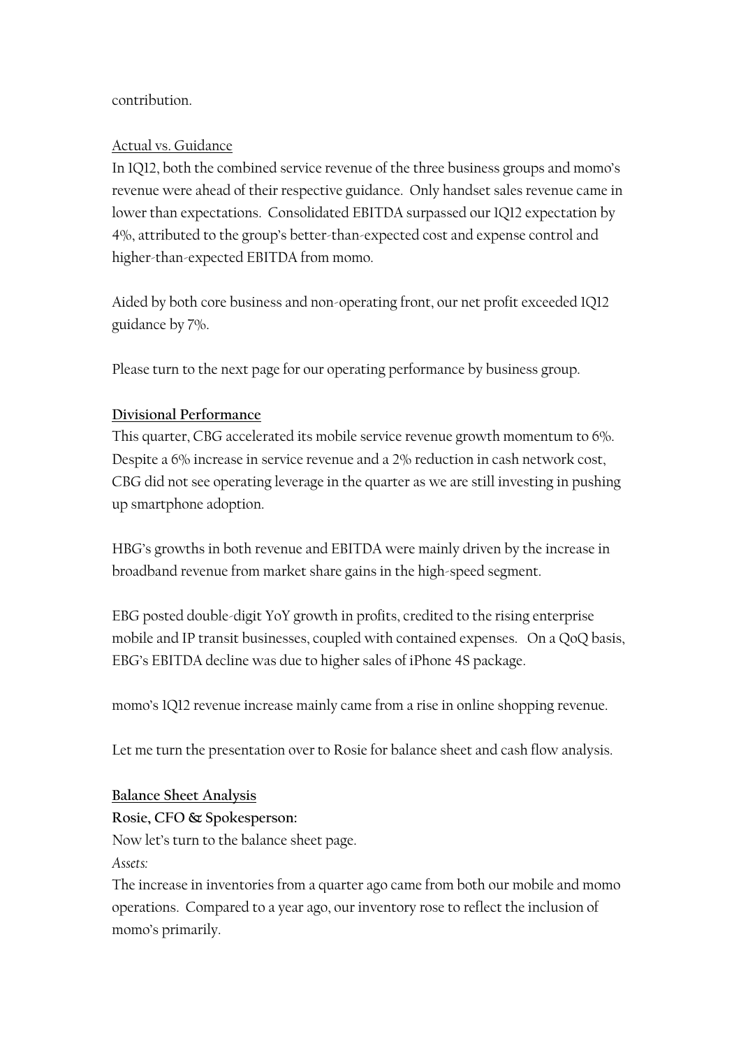contribution.

Actual vs. Guidance

In 1Q12, both the combined service revenue of the three business groups and momo's revenue were ahead of their respective guidance. Only handset sales revenue came in lower than expectations. Consolidated EBITDA surpassed our 1Q12 expectation by 4%, attributed to the group's better-than-expected cost and expense control and higher-than-expected EBITDA from momo.

Aided by both core business and non-operating front, our net profit exceeded 1Q12 guidance by 7%.

Please turn to the next page for our operating performance by business group.

**Divisional Performance**

This quarter, CBG accelerated its mobile service revenue growth momentum to 6%. Despite a 6% increase in service revenue and a 2% reduction in cash network cost, CBG did not see operating leverage in the quarter as we are still investing in pushing up smartphone adoption.

HBG's growths in both revenue and EBITDA were mainly driven by the increase in broadband revenue from market share gains in the high-speed segment.

EBG posted double-digit YoY growth in profits, credited to the rising enterprise mobile and IP transit businesses, coupled with contained expenses. On a QoQ basis, EBG's EBITDA decline was due to higher sales of iPhone 4S package.

momo's 1Q12 revenue increase mainly came from a rise in online shopping revenue.

Let me turn the presentation over to Rosie for balance sheet and cash flow analysis.

**Balance Sheet Analysis**

**Rosie, CFO & Spokesperson:**

Now let's turn to the balance sheet page.

*Assets:*

The increase in inventories from a quarter ago came from both our mobile and momo operations. Compared to a year ago, our inventory rose to reflect the inclusion of momo's primarily.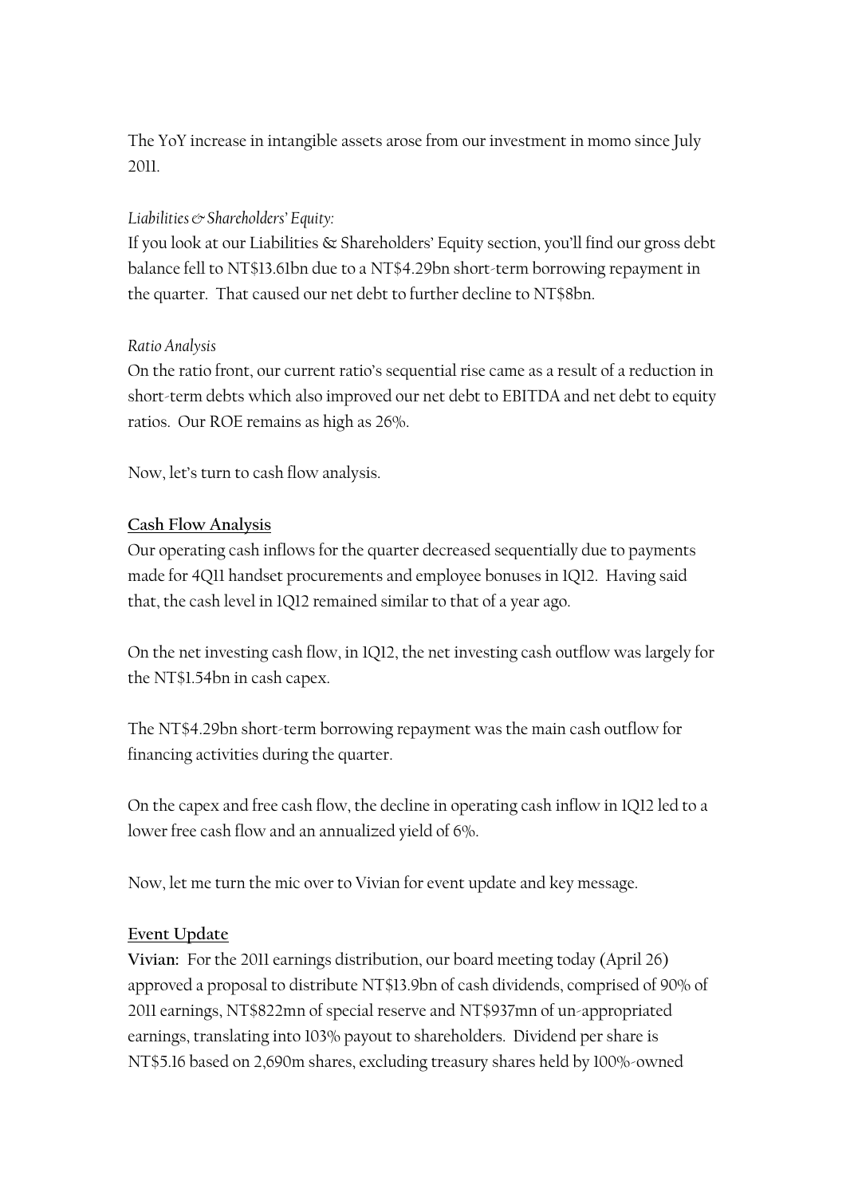The YoY increase in intangible assets arose from our investment in momo since July 2011.

*Liabilities & Shareholders' Equity:*

If you look at our Liabilities & Shareholders' Equity section, you'll find our gross debt balance fell to NT$13.61bn due to a NT$4.29bn short-term borrowing repayment in the quarter. That caused our net debt to further decline to NT$8bn.

*Ratio Analysis*

On the ratio front, our current ratio's sequential rise came as a result of a reduction in short-term debts which also improved our net debt to EBITDA and net debt to equity ratios. Our ROE remains as high as 26%.

Now, let's turn to cash flow analysis.

**Cash Flow Analysis**

Our operating cash inflows for the quarter decreased sequentially due to payments made for 4Q11 handset procurements and employee bonuses in 1Q12. Having said that, the cash level in 1Q12 remained similar to that of a year ago.

On the net investing cash flow, in 1Q12, the net investing cash outflow was largely for the NT$1.54bn in cash capex.

The NT$4.29bn short-term borrowing repayment was the main cash outflow for financing activities during the quarter.

On the capex and free cash flow, the decline in operating cash inflow in 1Q12 led to a lower free cash flow and an annualized yield of 6%.

Now, let me turn the mic over to Vivian for event update and key message.

**Event Update**

**Vivian:** For the 2011 earnings distribution, our board meeting today (April 26) approved a proposal to distribute NT$13.9bn of cash dividends, comprised of 90% of 2011 earnings, NT$822mn of special reserve and NT$937mn of un-appropriated earnings, translating into 103% payout to shareholders. Dividend per share is NT$5.16 based on 2,690m shares, excluding treasury shares held by 100%-owned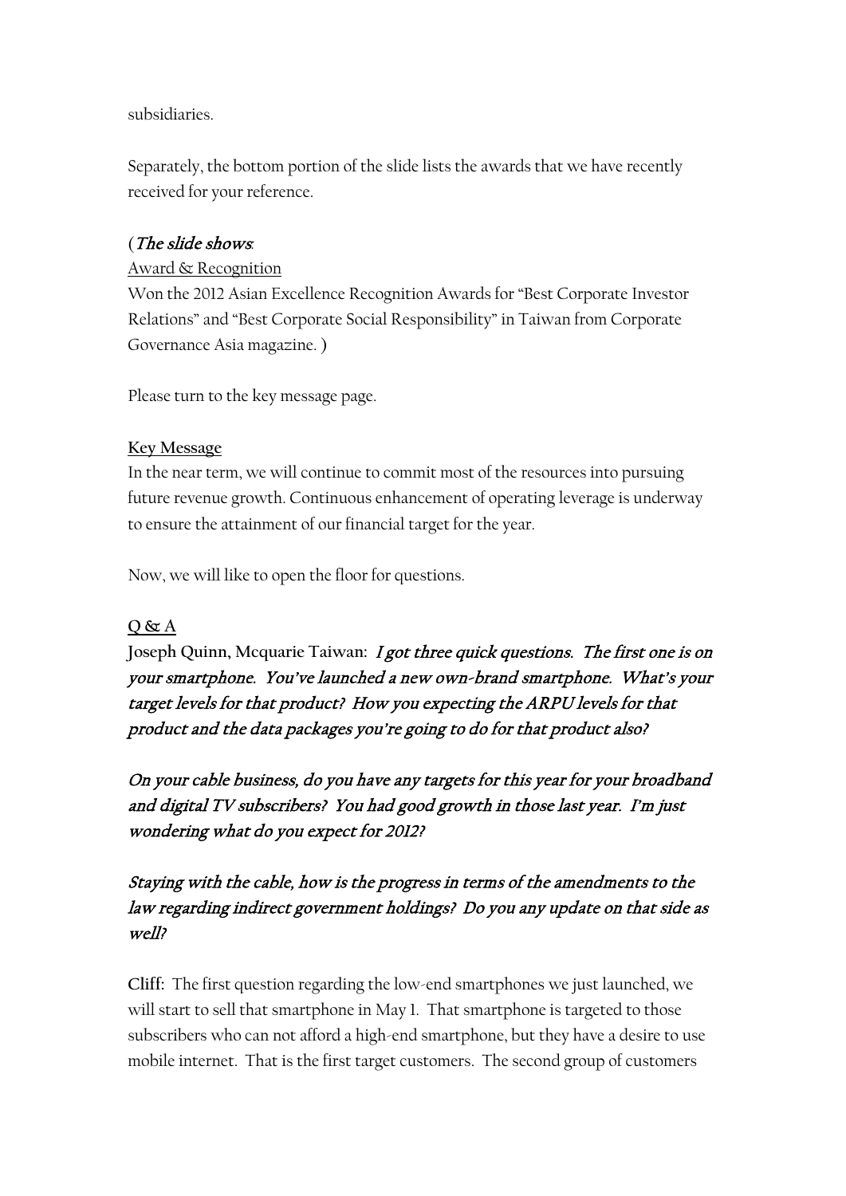subsidiaries.

Separately, the bottom portion of the slide lists the awards that we have recently received for your reference.

(*The slide shows*:

Award & Recognition

Won the 2012 Asian Excellence Recognition Awards for "Best Corporate Investor Relations" and "Best Corporate Social Responsibility" in Taiwan from Corporate Governance Asia magazine. )

Please turn to the key message page.

**Key Message**

In the near term, we will continue to commit most of the resources into pursuing future revenue growth. Continuous enhancement of operating leverage is underway to ensure the attainment of our financial target for the year.

Now, we will like to open the floor for questions.

**Q & A**

**Joseph Quinn, Mcquarie Taiwan:** ***I got three quick questions. The first one is on your smartphone. You've launched a new own-brand smartphone. What's your target levels for that product? How you expecting the ARPU levels for that product and the data packages you're going to do for that product also?***

***On your cable business, do you have any targets for this year for your broadband and digital TV subscribers? You had good growth in those last year. I'm just wondering what do you expect for 2012?***

***Staying with the cable, how is the progress in terms of the amendments to the law regarding indirect government holdings? Do you any update on that side as well?***

**Cliff:** The first question regarding the low-end smartphones we just launched, we will start to sell that smartphone in May 1. That smartphone is targeted to those subscribers who can not afford a high-end smartphone, but they have a desire to use mobile internet. That is the first target customers. The second group of customers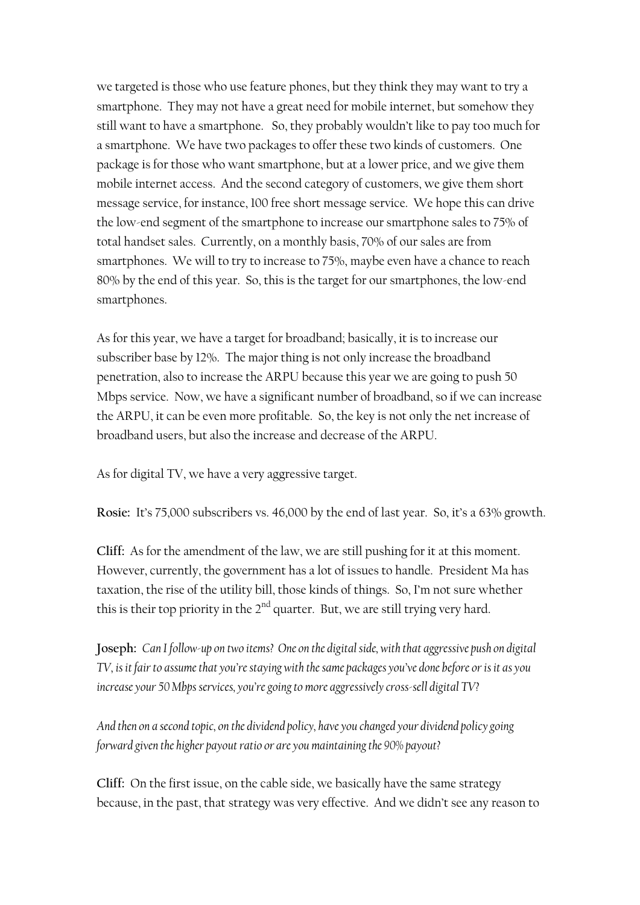we targeted is those who use feature phones, but they think they may want to try a smartphone. They may not have a great need for mobile internet, but somehow they still want to have a smartphone. So, they probably wouldn't like to pay too much for a smartphone. We have two packages to offer these two kinds of customers. One package is for those who want smartphone, but at a lower price, and we give them mobile internet access. And the second category of customers, we give them short message service, for instance, 100 free short message service. We hope this can drive the low-end segment of the smartphone to increase our smartphone sales to 75% of total handset sales. Currently, on a monthly basis, 70% of our sales are from smartphones. We will to try to increase to 75%, maybe even have a chance to reach 80% by the end of this year. So, this is the target for our smartphones, the low-end smartphones.

As for this year, we have a target for broadband; basically, it is to increase our subscriber base by 12%. The major thing is not only increase the broadband penetration, also to increase the ARPU because this year we are going to push 50 Mbps service. Now, we have a significant number of broadband, so if we can increase the ARPU, it can be even more profitable. So, the key is not only the net increase of broadband users, but also the increase and decrease of the ARPU.

As for digital TV, we have a very aggressive target.

**Rosie:** It's 75,000 subscribers vs. 46,000 by the end of last year. So, it's a 63% growth.

**Cliff:** As for the amendment of the law, we are still pushing for it at this moment. However, currently, the government has a lot of issues to handle. President Ma has taxation, the rise of the utility bill, those kinds of things. So, I'm not sure whether this is their top priority in the 2nd quarter. But, we are still trying very hard.

**Joseph:** *Can I follow-up on two items? One on the digital side, with that aggressive push on digital TV, is it fair to assume that you're staying with the same packages you've done before or is it as you increase your 50 Mbps services, you're going to more aggressively cross-sell digital TV?*

*And then on a second topic, on the dividend policy, have you changed your dividend policy going forward given the higher payout ratio or are you maintaining the 90% payout?*

**Cliff:** On the first issue, on the cable side, we basically have the same strategy because, in the past, that strategy was very effective. And we didn't see any reason to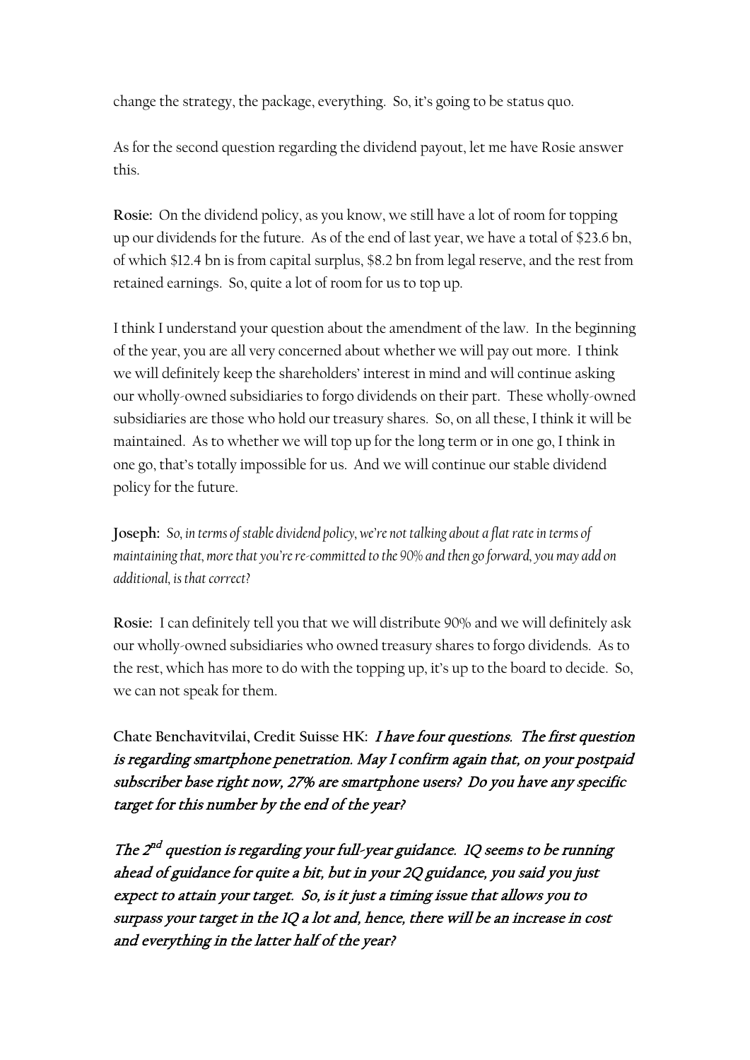change the strategy, the package, everything. So, it's going to be status quo.

As for the second question regarding the dividend payout, let me have Rosie answer this.

**Rosie:** On the dividend policy, as you know, we still have a lot of room for topping up our dividends for the future. As of the end of last year, we have a total of $23.6 bn, of which $12.4 bn is from capital surplus, $8.2 bn from legal reserve, and the rest from retained earnings. So, quite a lot of room for us to top up.

I think I understand your question about the amendment of the law. In the beginning of the year, you are all very concerned about whether we will pay out more. I think we will definitely keep the shareholders' interest in mind and will continue asking our wholly-owned subsidiaries to forgo dividends on their part. These wholly-owned subsidiaries are those who hold our treasury shares. So, on all these, I think it will be maintained. As to whether we will top up for the long term or in one go, I think in one go, that's totally impossible for us. And we will continue our stable dividend policy for the future.

**Joseph:** *So, in terms of stable dividend policy, we're not talking about a flat rate in terms of maintaining that, more that you're re-committed to the 90% and then go forward, you may add on additional, is that correct?*

**Rosie:** I can definitely tell you that we will distribute 90% and we will definitely ask our wholly-owned subsidiaries who owned treasury shares to forgo dividends. As to the rest, which has more to do with the topping up, it's up to the board to decide. So, we can not speak for them.

**Chate Benchavitvilai, Credit Suisse HK:** ***I have four questions. The first question is regarding smartphone penetration. May I confirm again that, on your postpaid subscriber base right now, 27% are smartphone users? Do you have any specific target for this number by the end of the year?***

***The 2nd question is regarding your full-year guidance. 1Q seems to be running ahead of guidance for quite a bit, but in your 2Q guidance, you said you just expect to attain your target. So, is it just a timing issue that allows you to surpass your target in the 1Q a lot and, hence, there will be an increase in cost and everything in the latter half of the year?***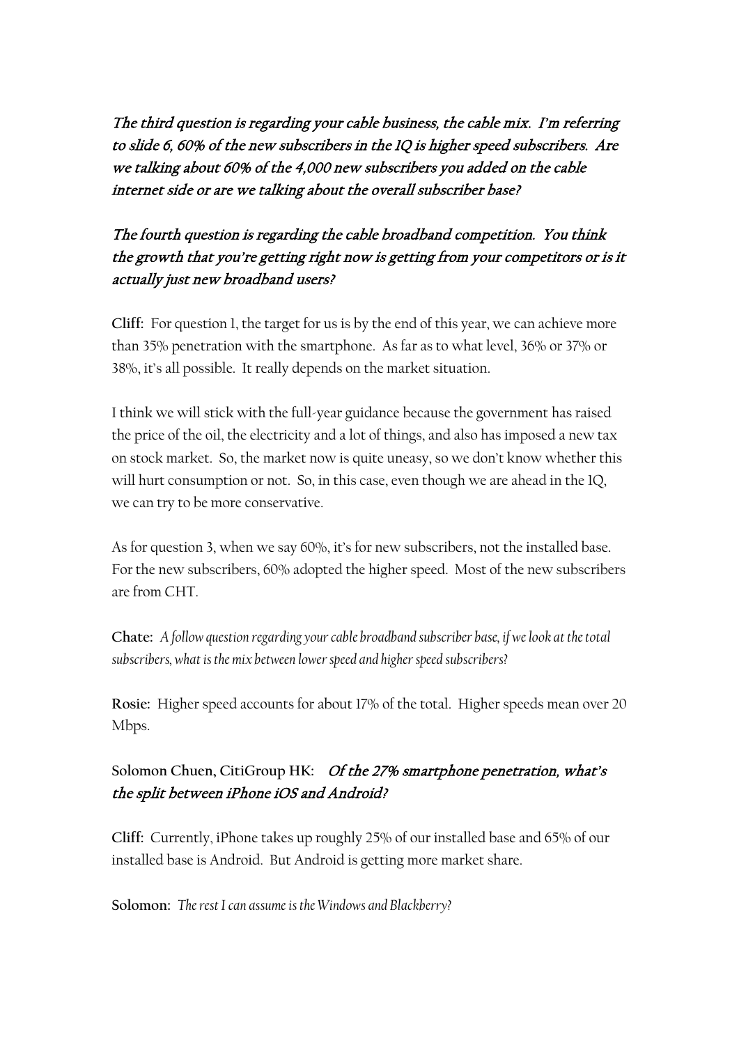*The third question is regarding your cable business, the cable mix. I'm referring to slide 6, 60% of the new subscribers in the 1Q is higher speed subscribers. Are we talking about 60% of the 4,000 new subscribers you added on the cable internet side or are we talking about the overall subscriber base?*

*The fourth question is regarding the cable broadband competition. You think the growth that you're getting right now is getting from your competitors or is it actually just new broadband users?*

**Cliff:** For question 1, the target for us is by the end of this year, we can achieve more than 35% penetration with the smartphone. As far as to what level, 36% or 37% or 38%, it's all possible. It really depends on the market situation.

I think we will stick with the full-year guidance because the government has raised the price of the oil, the electricity and a lot of things, and also has imposed a new tax on stock market. So, the market now is quite uneasy, so we don't know whether this will hurt consumption or not. So, in this case, even though we are ahead in the 1Q, we can try to be more conservative.

As for question 3, when we say 60%, it's for new subscribers, not the installed base. For the new subscribers, 60% adopted the higher speed. Most of the new subscribers are from CHT.

**Chate:** *A follow question regarding your cable broadband subscriber base, if we look at the total subscribers, what is the mix between lower speed and higher speed subscribers?*

**Rosie:** Higher speed accounts for about 17% of the total. Higher speeds mean over 20 Mbps.

**Solomon Chuen, CitiGroup HK:** *Of the 27% smartphone penetration, what's the split between iPhone iOS and Android?*

**Cliff:** Currently, iPhone takes up roughly 25% of our installed base and 65% of our installed base is Android. But Android is getting more market share.

**Solomon:** *The rest I can assume is the Windows and Blackberry?*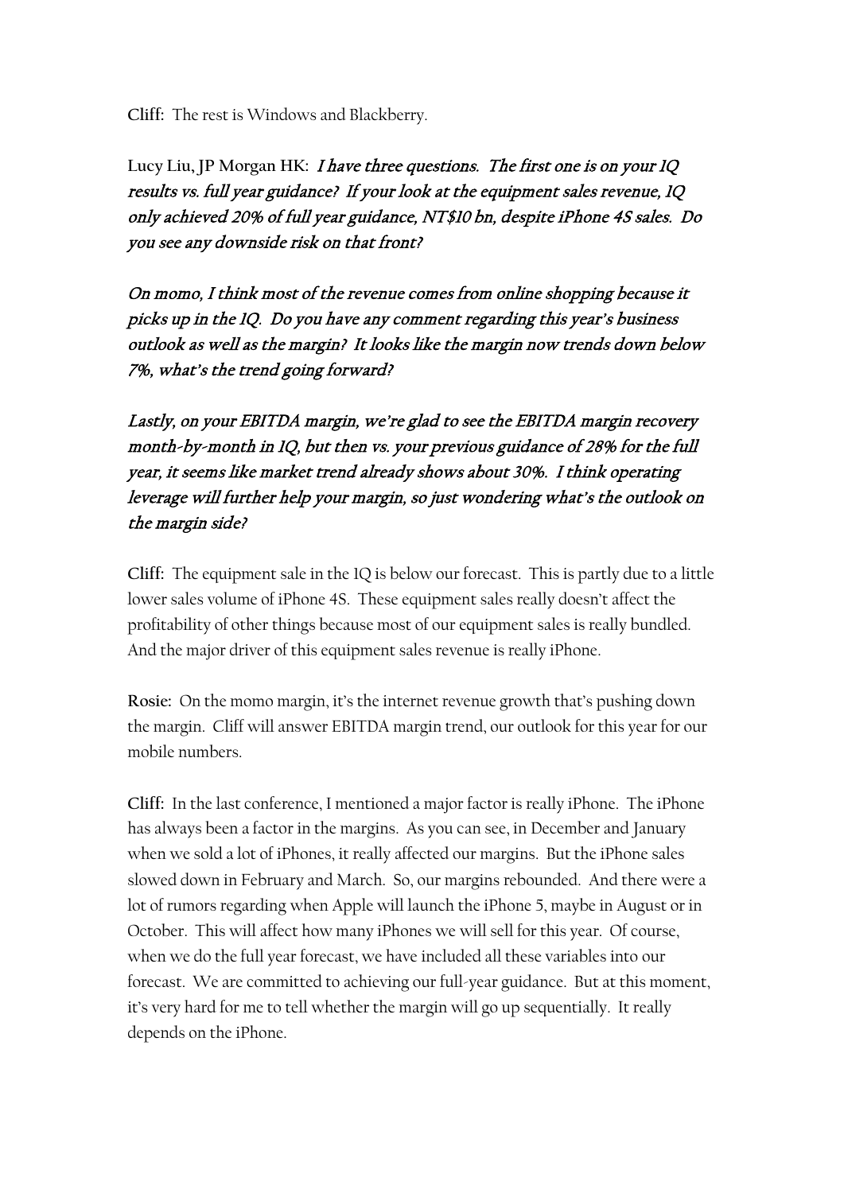**Cliff:** The rest is Windows and Blackberry.

**Lucy Liu, JP Morgan HK:** *I have three questions. The first one is on your 1Q results vs. full year guidance? If your look at the equipment sales revenue, 1Q only achieved 20% of full year guidance, NT$10 bn, despite iPhone 4S sales. Do you see any downside risk on that front?*

*On momo, I think most of the revenue comes from online shopping because it picks up in the 1Q. Do you have any comment regarding this year's business outlook as well as the margin? It looks like the margin now trends down below 7%, what's the trend going forward?*

*Lastly, on your EBITDA margin, we're glad to see the EBITDA margin recovery month-by-month in 1Q, but then vs. your previous guidance of 28% for the full year, it seems like market trend already shows about 30%. I think operating leverage will further help your margin, so just wondering what's the outlook on the margin side?*

**Cliff:** The equipment sale in the 1Q is below our forecast. This is partly due to a little lower sales volume of iPhone 4S. These equipment sales really doesn't affect the profitability of other things because most of our equipment sales is really bundled. And the major driver of this equipment sales revenue is really iPhone.

**Rosie:** On the momo margin, it's the internet revenue growth that's pushing down the margin. Cliff will answer EBITDA margin trend, our outlook for this year for our mobile numbers.

**Cliff:** In the last conference, I mentioned a major factor is really iPhone. The iPhone has always been a factor in the margins. As you can see, in December and January when we sold a lot of iPhones, it really affected our margins. But the iPhone sales slowed down in February and March. So, our margins rebounded. And there were a lot of rumors regarding when Apple will launch the iPhone 5, maybe in August or in October. This will affect how many iPhones we will sell for this year. Of course, when we do the full year forecast, we have included all these variables into our forecast. We are committed to achieving our full-year guidance. But at this moment, it's very hard for me to tell whether the margin will go up sequentially. It really depends on the iPhone.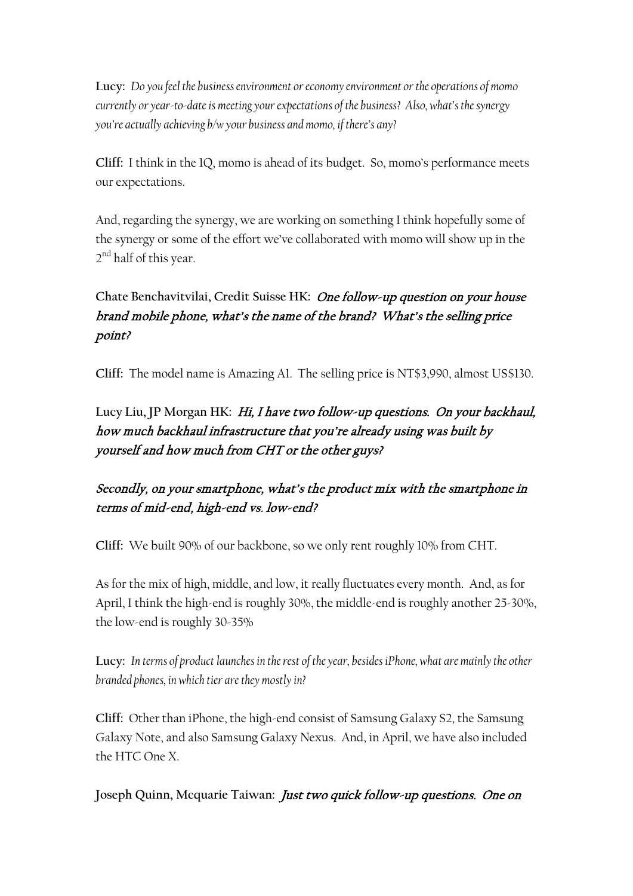**Lucy:** *Do you feel the business environment or economy environment or the operations of momo currently or year-to-date is meeting your expectations of the business? Also, what's the synergy you're actually achieving b/w your business and momo, if there's any?*

**Cliff:** I think in the 1Q, momo is ahead of its budget. So, momo's performance meets our expectations.

And, regarding the synergy, we are working on something I think hopefully some of the synergy or some of the effort we've collaborated with momo will show up in the 2nd half of this year.

**Chate Benchavitvilai, Credit Suisse HK:** *One follow-up question on your house brand mobile phone, what's the name of the brand? What's the selling price point?*

**Cliff:** The model name is Amazing A1. The selling price is NT$3,990, almost US$130.

**Lucy Liu, JP Morgan HK:** *Hi, I have two follow-up questions. On your backhaul, how much backhaul infrastructure that you're already using was built by yourself and how much from CHT or the other guys?*

*Secondly, on your smartphone, what's the product mix with the smartphone in terms of mid-end, high-end vs. low-end?*

**Cliff:** We built 90% of our backbone, so we only rent roughly 10% from CHT.

As for the mix of high, middle, and low, it really fluctuates every month. And, as for April, I think the high-end is roughly 30%, the middle-end is roughly another 25-30%, the low-end is roughly 30-35%

**Lucy:** *In terms of product launches in the rest of the year, besides iPhone, what are mainly the other branded phones, in which tier are they mostly in?*

**Cliff:** Other than iPhone, the high-end consist of Samsung Galaxy S2, the Samsung Galaxy Note, and also Samsung Galaxy Nexus. And, in April, we have also included the HTC One X.

**Joseph Quinn, Mcquarie Taiwan:** *Just two quick follow-up questions. One on*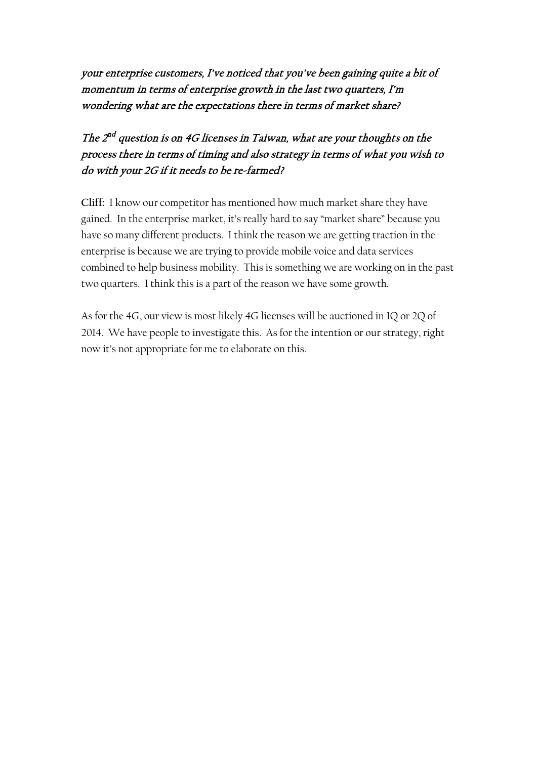*your enterprise customers, I've noticed that you've been gaining quite a bit of momentum in terms of enterprise growth in the last two quarters, I'm wondering what are the expectations there in terms of market share?*

*The 2nd question is on 4G licenses in Taiwan, what are your thoughts on the process there in terms of timing and also strategy in terms of what you wish to do with your 2G if it needs to be re-farmed?*

**Cliff:** I know our competitor has mentioned how much market share they have gained. In the enterprise market, it's really hard to say "market share" because you have so many different products. I think the reason we are getting traction in the enterprise is because we are trying to provide mobile voice and data services combined to help business mobility. This is something we are working on in the past two quarters. I think this is a part of the reason we have some growth.

As for the 4G, our view is most likely 4G licenses will be auctioned in 1Q or 2Q of 2014. We have people to investigate this. As for the intention or our strategy, right now it's not appropriate for me to elaborate on this.